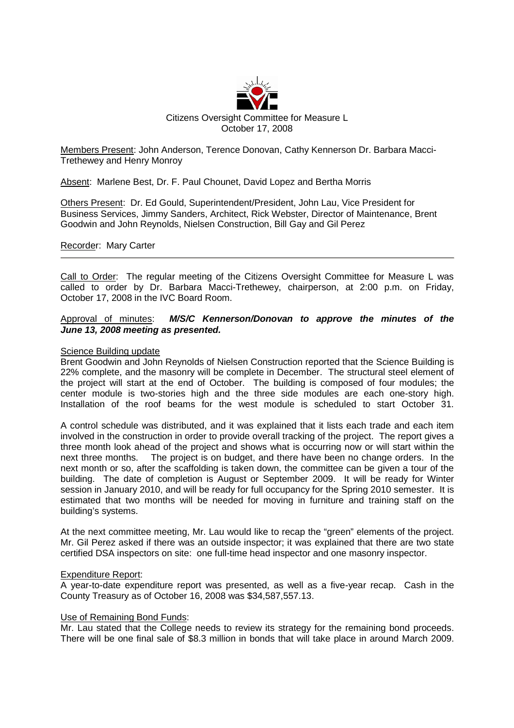Citizens Oversight Committee for Measure L
October 17, 2008

Members Present: John Anderson, Terence Donovan, Cathy Kennerson Dr. Barbara Macci-Trethewey and Henry Monroy

Absent: Marlene Best, Dr. F. Paul Chounet, David Lopez and Bertha Morris

Others Present: Dr. Ed Gould, Superintendent/President, John Lau, Vice President for Business Services, Jimmy Sanders, Architect, Rick Webster, Director of Maintenance, Brent Goodwin and John Reynolds, Nielsen Construction, Bill Gay and Gil Perez

Recorder: Mary Carter

---

Call to Order: The regular meeting of the Citizens Oversight Committee for Measure L was called to order by Dr. Barbara Macci-Trethewey, chairperson, at 2:00 p.m. on Friday, October 17, 2008 in the IVC Board Room.

Approval of minutes: ***M/S/C Kennerson/Donovan to approve the minutes of the June 13, 2008 meeting as presented.***

Science Building update

Brent Goodwin and John Reynolds of Nielsen Construction reported that the Science Building is 22% complete, and the masonry will be complete in December. The structural steel element of the project will start at the end of October. The building is composed of four modules; the center module is two-stories high and the three side modules are each one-story high. Installation of the roof beams for the west module is scheduled to start October 31.

A control schedule was distributed, and it was explained that it lists each trade and each item involved in the construction in order to provide overall tracking of the project. The report gives a three month look ahead of the project and shows what is occurring now or will start within the next three months. The project is on budget, and there have been no change orders. In the next month or so, after the scaffolding is taken down, the committee can be given a tour of the building. The date of completion is August or September 2009. It will be ready for Winter session in January 2010, and will be ready for full occupancy for the Spring 2010 semester. It is estimated that two months will be needed for moving in furniture and training staff on the building's systems.

At the next committee meeting, Mr. Lau would like to recap the "green" elements of the project. Mr. Gil Perez asked if there was an outside inspector; it was explained that there are two state certified DSA inspectors on site: one full-time head inspector and one masonry inspector.

Expenditure Report:

A year-to-date expenditure report was presented, as well as a five-year recap. Cash in the County Treasury as of October 16, 2008 was $34,587,557.13.

Use of Remaining Bond Funds:

Mr. Lau stated that the College needs to review its strategy for the remaining bond proceeds. There will be one final sale of $8.3 million in bonds that will take place in around March 2009.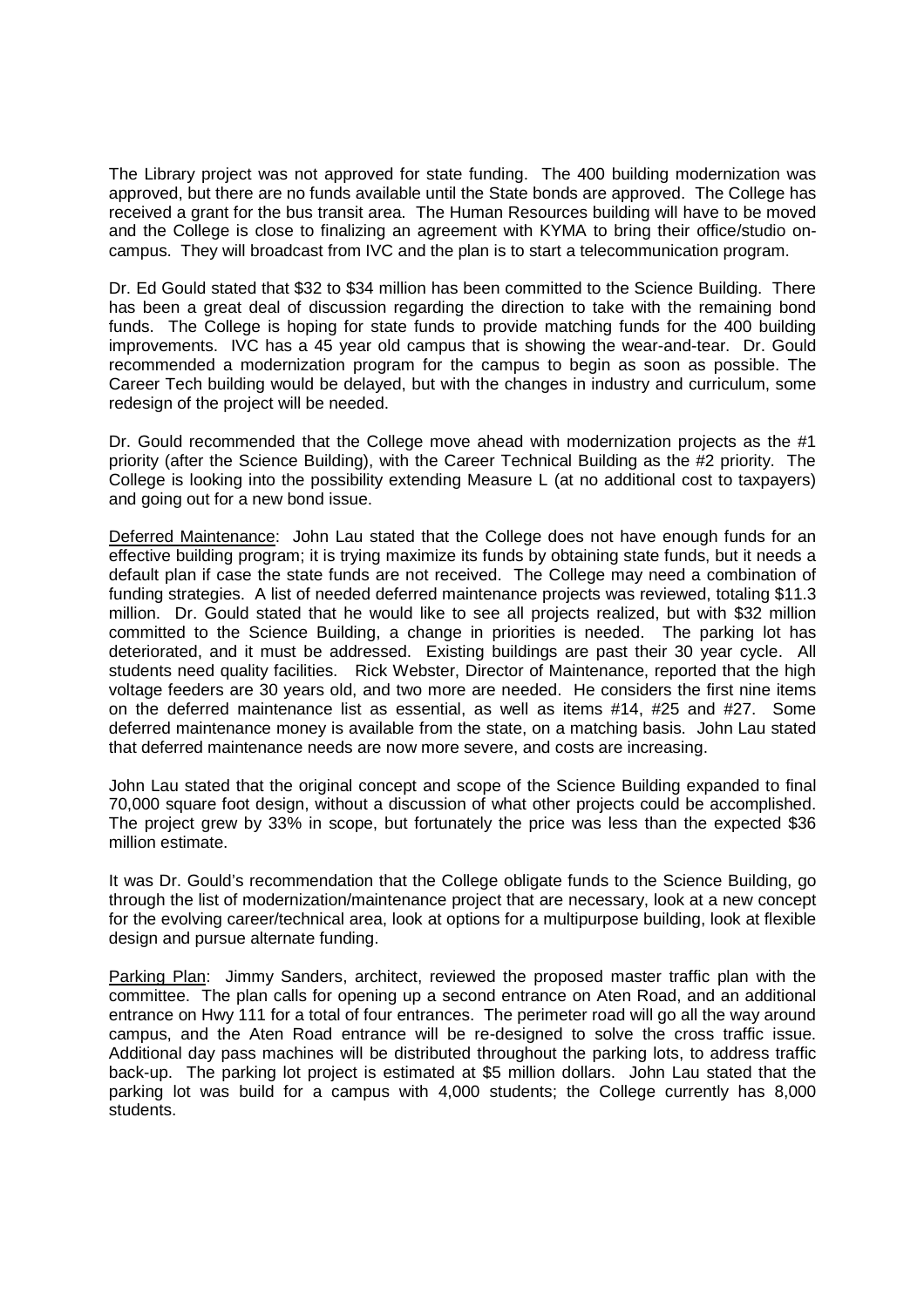The Library project was not approved for state funding. The 400 building modernization was approved, but there are no funds available until the State bonds are approved. The College has received a grant for the bus transit area. The Human Resources building will have to be moved and the College is close to finalizing an agreement with KYMA to bring their office/studio on-campus. They will broadcast from IVC and the plan is to start a telecommunication program.

Dr. Ed Gould stated that $32 to $34 million has been committed to the Science Building. There has been a great deal of discussion regarding the direction to take with the remaining bond funds. The College is hoping for state funds to provide matching funds for the 400 building improvements. IVC has a 45 year old campus that is showing the wear-and-tear. Dr. Gould recommended a modernization program for the campus to begin as soon as possible. The Career Tech building would be delayed, but with the changes in industry and curriculum, some redesign of the project will be needed.

Dr. Gould recommended that the College move ahead with modernization projects as the #1 priority (after the Science Building), with the Career Technical Building as the #2 priority. The College is looking into the possibility extending Measure L (at no additional cost to taxpayers) and going out for a new bond issue.

<u>Deferred Maintenance</u>: John Lau stated that the College does not have enough funds for an effective building program; it is trying maximize its funds by obtaining state funds, but it needs a default plan if case the state funds are not received. The College may need a combination of funding strategies. A list of needed deferred maintenance projects was reviewed, totaling $11.3 million. Dr. Gould stated that he would like to see all projects realized, but with $32 million committed to the Science Building, a change in priorities is needed. The parking lot has deteriorated, and it must be addressed. Existing buildings are past their 30 year cycle. All students need quality facilities. Rick Webster, Director of Maintenance, reported that the high voltage feeders are 30 years old, and two more are needed. He considers the first nine items on the deferred maintenance list as essential, as well as items #14, #25 and #27. Some deferred maintenance money is available from the state, on a matching basis. John Lau stated that deferred maintenance needs are now more severe, and costs are increasing.

John Lau stated that the original concept and scope of the Science Building expanded to final 70,000 square foot design, without a discussion of what other projects could be accomplished. The project grew by 33% in scope, but fortunately the price was less than the expected $36 million estimate.

It was Dr. Gould's recommendation that the College obligate funds to the Science Building, go through the list of modernization/maintenance project that are necessary, look at a new concept for the evolving career/technical area, look at options for a multipurpose building, look at flexible design and pursue alternate funding.

<u>Parking Plan</u>: Jimmy Sanders, architect, reviewed the proposed master traffic plan with the committee. The plan calls for opening up a second entrance on Aten Road, and an additional entrance on Hwy 111 for a total of four entrances. The perimeter road will go all the way around campus, and the Aten Road entrance will be re-designed to solve the cross traffic issue. Additional day pass machines will be distributed throughout the parking lots, to address traffic back-up. The parking lot project is estimated at $5 million dollars. John Lau stated that the parking lot was build for a campus with 4,000 students; the College currently has 8,000 students.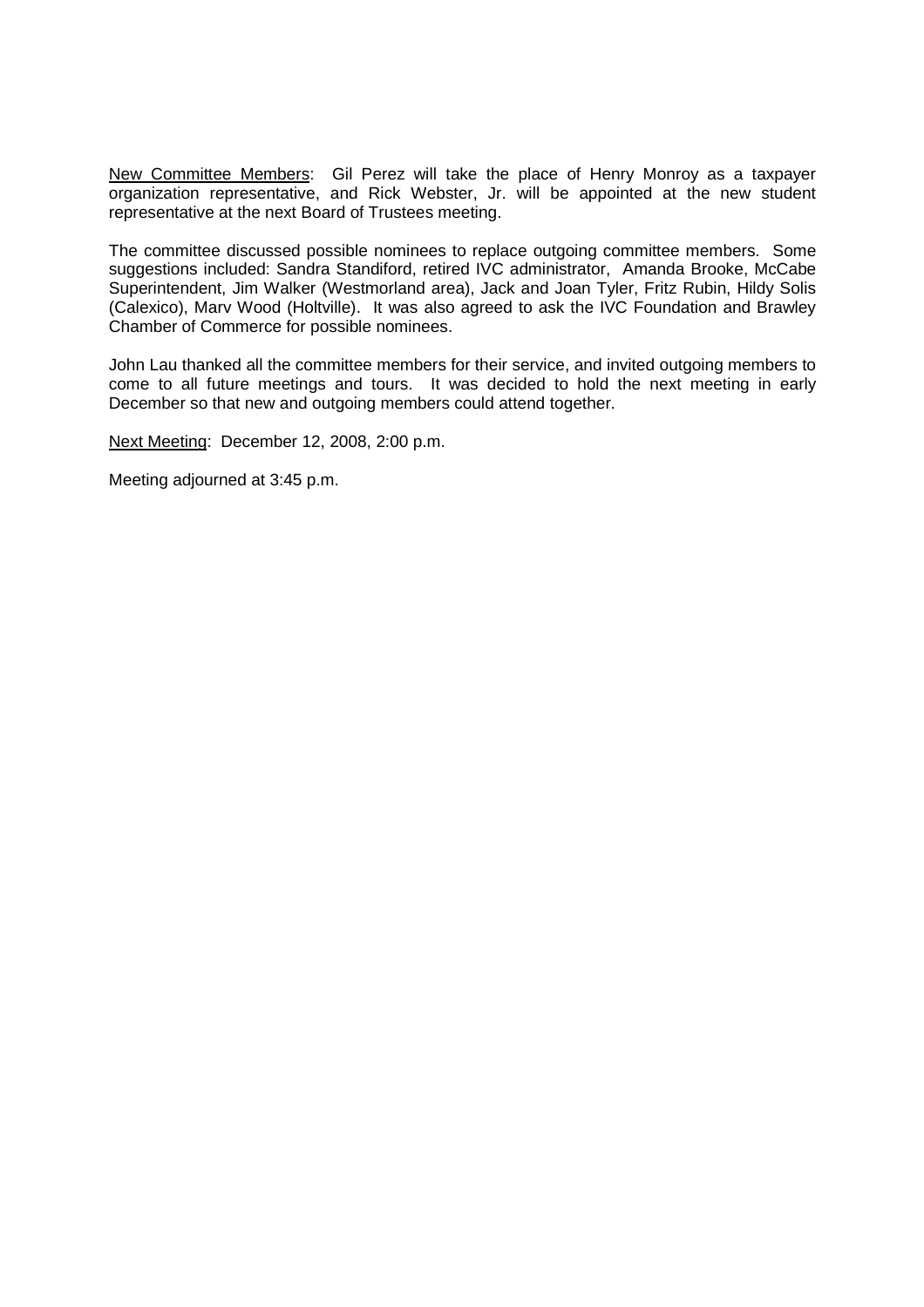<u>New Committee Members</u>: Gil Perez will take the place of Henry Monroy as a taxpayer organization representative, and Rick Webster, Jr. will be appointed at the new student representative at the next Board of Trustees meeting.

The committee discussed possible nominees to replace outgoing committee members. Some suggestions included: Sandra Standiford, retired IVC administrator, Amanda Brooke, McCabe Superintendent, Jim Walker (Westmorland area), Jack and Joan Tyler, Fritz Rubin, Hildy Solis (Calexico), Marv Wood (Holtville). It was also agreed to ask the IVC Foundation and Brawley Chamber of Commerce for possible nominees.

John Lau thanked all the committee members for their service, and invited outgoing members to come to all future meetings and tours. It was decided to hold the next meeting in early December so that new and outgoing members could attend together.

<u>Next Meeting</u>: December 12, 2008, 2:00 p.m.

Meeting adjourned at 3:45 p.m.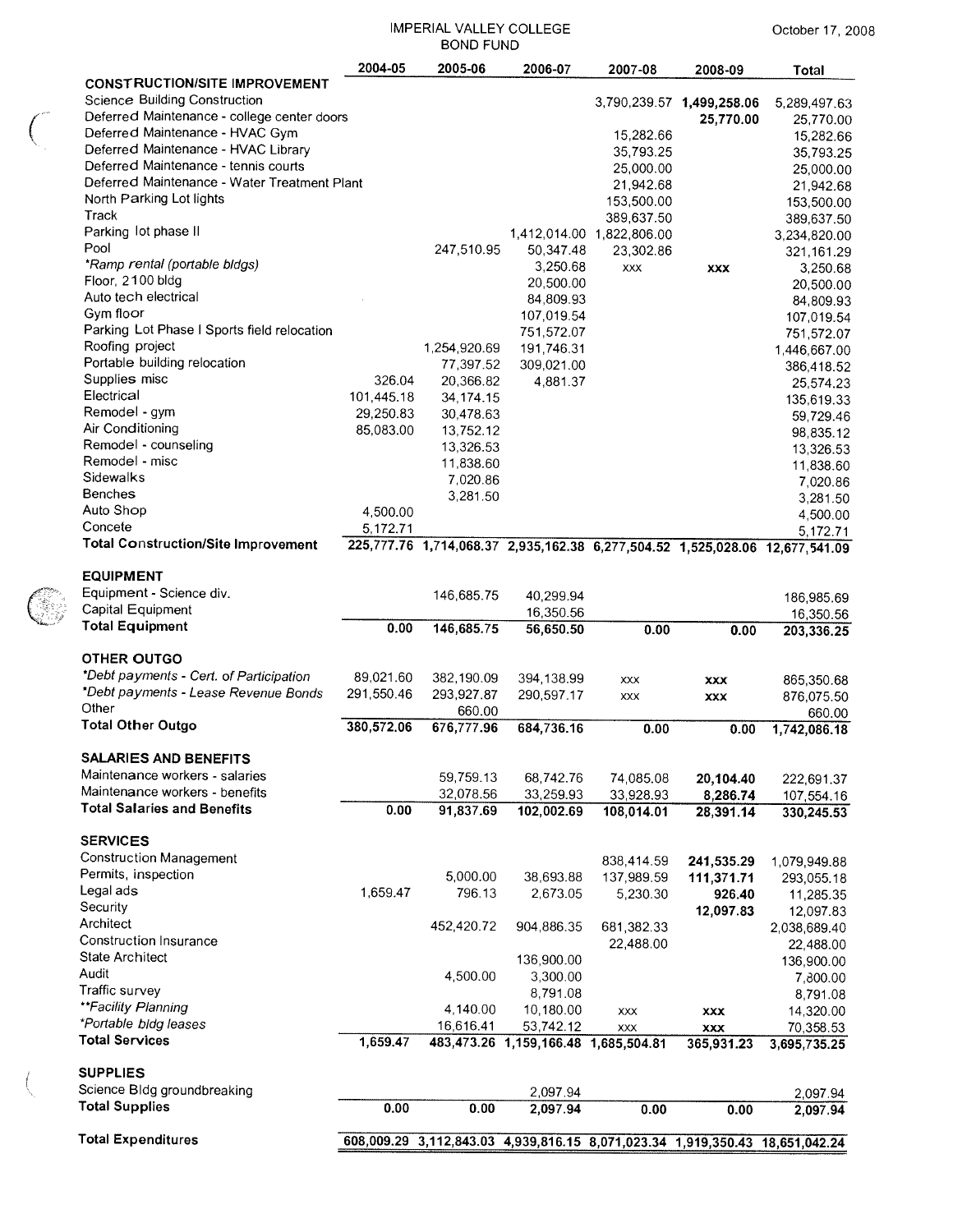IMPERIAL VALLEY COLLEGE
BOND FUND

October 17, 2008

| | 2004-05 | 2005-06 | 2006-07 | 2007-08 | 2008-09 | Total |
|---|---|---|---|---|---|---|
| **CONSTRUCTION/SITE IMPROVEMENT** | | | | | | |
| Science Building Construction | | | | 3,790,239.57 | **1,499,258.06** | 5,289,497.63 |
| Deferred Maintenance - college center doors | | | | | **25,770.00** | 25,770.00 |
| Deferred Maintenance - HVAC Gym | | | | 15,282.66 | | 15,282.66 |
| Deferred Maintenance - HVAC Library | | | | 35,793.25 | | 35,793.25 |
| Deferred Maintenance - tennis courts | | | | 25,000.00 | | 25,000.00 |
| Deferred Maintenance - Water Treatment Plant | | | | 21,942.68 | | 21,942.68 |
| North Parking Lot lights | | | | 153,500.00 | | 153,500.00 |
| Track | | | | 389,637.50 | | 389,637.50 |
| Parking lot phase II | | | 1,412,014.00 | 1,822,806.00 | | 3,234,820.00 |
| Pool | | 247,510.95 | 50,347.48 | 23,302.86 | | 321,161.29 |
| *Ramp rental (portable bldgs)* | | | 3,250.68 | xxx | **xxx** | 3,250.68 |
| Floor, 2100 bldg | | | 20,500.00 | | | 20,500.00 |
| Auto tech electrical | | | 84,809.93 | | | 84,809.93 |
| Gym floor | | | 107,019.54 | | | 107,019.54 |
| Parking Lot Phase I Sports field relocation | | | 751,572.07 | | | 751,572.07 |
| Roofing project | | 1,254,920.69 | 191,746.31 | | | 1,446,667.00 |
| Portable building relocation | | 77,397.52 | 309,021.00 | | | 386,418.52 |
| Supplies misc | 326.04 | 20,366.82 | 4,881.37 | | | 25,574.23 |
| Electrical | 101,445.18 | 34,174.15 | | | | 135,619.33 |
| Remodel - gym | 29,250.83 | 30,478.63 | | | | 59,729.46 |
| Air Conditioning | 85,083.00 | 13,752.12 | | | | 98,835.12 |
| Remodel - counseling | | 13,326.53 | | | | 13,326.53 |
| Remodel - misc | | 11,838.60 | | | | 11,838.60 |
| Sidewalks | | 7,020.86 | | | | 7,020.86 |
| Benches | | 3,281.50 | | | | 3,281.50 |
| Auto Shop | 4,500.00 | | | | | 4,500.00 |
| Concete | 5,172.71 | | | | | 5,172.71 |
| **Total Construction/Site Improvement** | 225,777.76 | 1,714,068.37 | 2,935,162.38 | 6,277,504.52 | 1,525,028.06 | 12,677,541.09 |
| **EQUIPMENT** | | | | | | |
| Equipment - Science div. | | 146,685.75 | 40,299.94 | | | 186,985.69 |
| Capital Equipment | | | 16,350.56 | | | 16,350.56 |
| **Total Equipment** | 0.00 | 146,685.75 | 56,650.50 | 0.00 | 0.00 | 203,336.25 |
| **OTHER OUTGO** | | | | | | |
| *Debt payments - Cert. of Participation* | 89,021.60 | 382,190.09 | 394,138.99 | xxx | **xxx** | 865,350.68 |
| *Debt payments - Lease Revenue Bonds* | 291,550.46 | 293,927.87 | 290,597.17 | xxx | **xxx** | 876,075.50 |
| Other | | 660.00 | | | | 660.00 |
| **Total Other Outgo** | 380,572.06 | 676,777.96 | 684,736.16 | 0.00 | 0.00 | 1,742,086.18 |
| **SALARIES AND BENEFITS** | | | | | | |
| Maintenance workers - salaries | | 59,759.13 | 68,742.76 | 74,085.08 | **20,104.40** | 222,691.37 |
| Maintenance workers - benefits | | 32,078.56 | 33,259.93 | 33,928.93 | **8,286.74** | 107,554.16 |
| **Total Salaries and Benefits** | 0.00 | 91,837.69 | 102,002.69 | 108,014.01 | 28,391.14 | 330,245.53 |
| **SERVICES** | | | | | | |
| Construction Management | | | | 838,414.59 | **241,535.29** | 1,079,949.88 |
| Permits, inspection | | 5,000.00 | 38,693.88 | 137,989.59 | **111,371.71** | 293,055.18 |
| Legal ads | 1,659.47 | 796.13 | 2,673.05 | 5,230.30 | **926.40** | 11,285.35 |
| Security | | | | | **12,097.83** | 12,097.83 |
| Architect | | 452,420.72 | 904,886.35 | 681,382.33 | | 2,038,689.40 |
| Construction Insurance | | | | 22,488.00 | | 22,488.00 |
| State Architect | | | 136,900.00 | | | 136,900.00 |
| Audit | | 4,500.00 | 3,300.00 | | | 7,800.00 |
| Traffic survey | | | 8,791.08 | | | 8,791.08 |
| *\*\*Facility Planning* | | 4,140.00 | 10,180.00 | xxx | **xxx** | 14,320.00 |
| *\*Portable bldg leases* | | 16,616.41 | 53,742.12 | xxx | **xxx** | 70,358.53 |
| **Total Services** | 1,659.47 | 483,473.26 | 1,159,166.48 | 1,685,504.81 | 365,931.23 | 3,695,735.25 |
| **SUPPLIES** | | | | | | |
| Science Bldg groundbreaking | | | 2,097.94 | | | 2,097.94 |
| **Total Supplies** | 0.00 | 0.00 | 2,097.94 | 0.00 | 0.00 | 2,097.94 |
| **Total Expenditures** | 608,009.29 | 3,112,843.03 | 4,939,816.15 | 8,071,023.34 | 1,919,350.43 | 18,651,042.24 |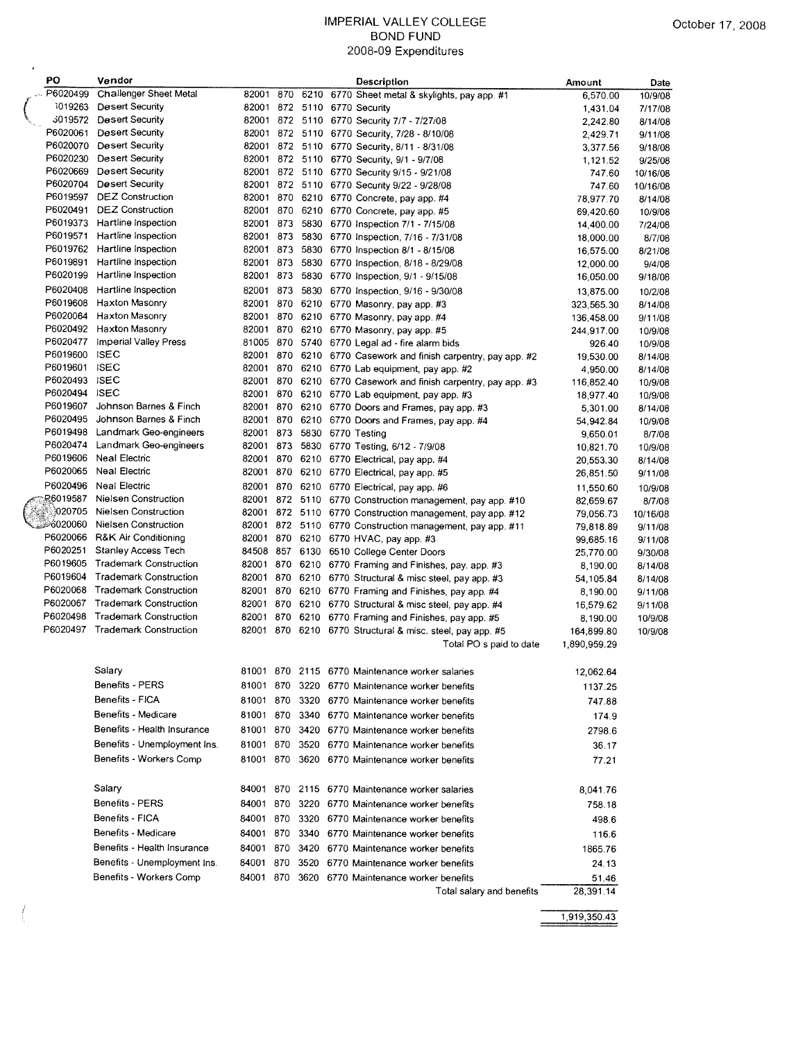# IMPERIAL VALLEY COLLEGE
## BOND FUND
### 2008-09 Expenditures

October 17, 2008

| PO | Vendor | | | | Description | Amount | Date |
|---|---|---|---|---|---|---|---|
| P6020499 | Challenger Sheet Metal | 82001 | 870 | 6210 | 6770 Sheet metal & skylights, pay app. #1 | 6,570.00 | 10/9/08 |
| 3019263 | Desert Security | 82001 | 872 | 5110 | 6770 Security | 1,431.04 | 7/17/08 |
| 3019572 | Desert Security | 82001 | 872 | 5110 | 6770 Security 7/7 - 7/27/08 | 2,242.80 | 8/14/08 |
| P6020061 | Desert Security | 82001 | 872 | 5110 | 6770 Security, 7/28 - 8/10/08 | 2,429.71 | 9/11/08 |
| P6020070 | Desert Security | 82001 | 872 | 5110 | 6770 Security, 8/11 - 8/31/08 | 3,377.56 | 9/18/08 |
| P6020230 | Desert Security | 82001 | 872 | 5110 | 6770 Security, 9/1 - 9/7/08 | 1,121.52 | 9/25/08 |
| P6020669 | Desert Security | 82001 | 872 | 5110 | 6770 Security 9/15 - 9/21/08 | 747.60 | 10/16/08 |
| P6020704 | Desert Security | 82001 | 872 | 5110 | 6770 Security 9/22 - 9/28/08 | 747.60 | 10/16/08 |
| P6019597 | DEZ Construction | 82001 | 870 | 6210 | 6770 Concrete, pay app. #4 | 78,977.70 | 8/14/08 |
| P6020491 | DEZ Construction | 82001 | 870 | 6210 | 6770 Concrete, pay app. #5 | 69,420.60 | 10/9/08 |
| P6019373 | Hartline Inspection | 82001 | 873 | 5830 | 6770 Inspection 7/1 - 7/15/08 | 14,400.00 | 7/24/08 |
| P6019571 | Hartline Inspection | 82001 | 873 | 5830 | 6770 Inspection, 7/16 - 7/31/08 | 18,000.00 | 8/7/08 |
| P6019762 | Hartline Inspection | 82001 | 873 | 5830 | 6770 Inspection 8/1 - 8/15/08 | 16,575.00 | 8/21/08 |
| P6019891 | Hartline Inspection | 82001 | 873 | 5830 | 6770 Inspection, 8/18 - 8/29/08 | 12,000.00 | 9/4/08 |
| P6020199 | Hartline Inspection | 82001 | 873 | 5830 | 6770 Inspection, 9/1 - 9/15/08 | 16,050.00 | 9/18/08 |
| P6020408 | Hartline Inspection | 82001 | 873 | 5830 | 6770 Inspection, 9/16 - 9/30/08 | 13,875.00 | 10/2/08 |
| P6019608 | Haxton Masonry | 82001 | 870 | 6210 | 6770 Masonry, pay app. #3 | 323,565.30 | 8/14/08 |
| P6020064 | Haxton Masonry | 82001 | 870 | 6210 | 6770 Masonry, pay app. #4 | 136,458.00 | 9/11/08 |
| P6020492 | Haxton Masonry | 82001 | 870 | 6210 | 6770 Masonry, pay app. #5 | 244,917.00 | 10/9/08 |
| P6020477 | Imperial Valley Press | 81005 | 870 | 5740 | 6770 Legal ad - fire alarm bids | 926.40 | 10/9/08 |
| P6019600 | ISEC | 82001 | 870 | 6210 | 6770 Casework and finish carpentry, pay app. #2 | 19,530.00 | 8/14/08 |
| P6019601 | ISEC | 82001 | 870 | 6210 | 6770 Lab equipment, pay app. #2 | 4,950.00 | 8/14/08 |
| P6020493 | ISEC | 82001 | 870 | 6210 | 6770 Casework and finish carpentry, pay app. #3 | 116,852.40 | 10/9/08 |
| P6020494 | ISEC | 82001 | 870 | 6210 | 6770 Lab equipment, pay app. #3 | 18,977.40 | 10/9/08 |
| P6019607 | Johnson Barnes & Finch | 82001 | 870 | 6210 | 6770 Doors and Frames, pay app. #3 | 5,301.00 | 8/14/08 |
| P6020495 | Johnson Barnes & Finch | 82001 | 870 | 6210 | 6770 Doors and Frames, pay app. #4 | 54,942.84 | 10/9/08 |
| P6019498 | Landmark Geo-engineers | 82001 | 873 | 5830 | 6770 Testing | 9,650.01 | 8/7/08 |
| P6020474 | Landmark Geo-engineers | 82001 | 873 | 5830 | 6770 Testing, 6/12 - 7/9/08 | 10,821.70 | 10/9/08 |
| P6019606 | Neal Electric | 82001 | 870 | 6210 | 6770 Electrical, pay app. #4 | 20,553.30 | 8/14/08 |
| P6020065 | Neal Electric | 82001 | 870 | 6210 | 6770 Electrical, pay app. #5 | 26,851.50 | 9/11/08 |
| P6020496 | Neal Electric | 82001 | 870 | 6210 | 6770 Electrical, pay app. #6 | 11,550.60 | 10/9/08 |
| P6019587 | Nielsen Construction | 82001 | 872 | 5110 | 6770 Construction management, pay app. #10 | 82,659.67 | 8/7/08 |
| 6020705 | Nielsen Construction | 82001 | 872 | 5110 | 6770 Construction management, pay app. #12 | 79,056.73 | 10/16/08 |
| 6020060 | Nielsen Construction | 82001 | 872 | 5110 | 6770 Construction management, pay app. #11 | 79,818.89 | 9/11/08 |
| P6020066 | R&K Air Conditioning | 82001 | 870 | 6210 | 6770 HVAC, pay app. #3 | 99,685.16 | 9/11/08 |
| P6020251 | Stanley Access Tech | 84508 | 857 | 6130 | 6510 College Center Doors | 25,770.00 | 9/30/08 |
| P6019605 | Trademark Construction | 82001 | 870 | 6210 | 6770 Framing and Finishes, pay. app. #3 | 8,190.00 | 8/14/08 |
| P6019604 | Trademark Construction | 82001 | 870 | 6210 | 6770 Structural & misc steel, pay app. #3 | 54,105.84 | 8/14/08 |
| P6020068 | Trademark Construction | 82001 | 870 | 6210 | 6770 Framing and Finishes, pay app. #4 | 8,190.00 | 9/11/08 |
| P6020067 | Trademark Construction | 82001 | 870 | 6210 | 6770 Structural & misc steel, pay app. #4 | 16,579.62 | 9/11/08 |
| P6020498 | Trademark Construction | 82001 | 870 | 6210 | 6770 Framing and Finishes, pay app. #5 | 8,190.00 | 10/9/08 |
| P6020497 | Trademark Construction | 82001 | 870 | 6210 | 6770 Structural & misc. steel, pay app. #5 | 164,899.80 | 10/9/08 |
| | | | | | Total PO s paid to date | 1,890,959.29 | |
| | Salary | 81001 | 870 | 2115 | 6770 Maintenance worker salaries | 12,062.64 | |
| | Benefits - PERS | 81001 | 870 | 3220 | 6770 Maintenance worker benefits | 1137.25 | |
| | Benefits - FICA | 81001 | 870 | 3320 | 6770 Maintenance worker benefits | 747.88 | |
| | Benefits - Medicare | 81001 | 870 | 3340 | 6770 Maintenance worker benefits | 174.9 | |
| | Benefits - Health Insurance | 81001 | 870 | 3420 | 6770 Maintenance worker benefits | 2798.6 | |
| | Benefits - Unemployment Ins. | 81001 | 870 | 3520 | 6770 Maintenance worker benefits | 36.17 | |
| | Benefits - Workers Comp | 81001 | 870 | 3620 | 6770 Maintenance worker benefits | 77.21 | |
| | Salary | 84001 | 870 | 2115 | 6770 Maintenance worker salaries | 8,041.76 | |
| | Benefits - PERS | 84001 | 870 | 3220 | 6770 Maintenance worker benefits | 758.18 | |
| | Benefits - FICA | 84001 | 870 | 3320 | 6770 Maintenance worker benefits | 498.6 | |
| | Benefits - Medicare | 84001 | 870 | 3340 | 6770 Maintenance worker benefits | 116.6 | |
| | Benefits - Health Insurance | 84001 | 870 | 3420 | 6770 Maintenance worker benefits | 1865.76 | |
| | Benefits - Unemployment Ins. | 84001 | 870 | 3520 | 6770 Maintenance worker benefits | 24.13 | |
| | Benefits - Workers Comp | 84001 | 870 | 3620 | 6770 Maintenance worker benefits | 51.46 | |
| | | | | | Total salary and benefits | 28,391.14 | |
| | | | | | | 1,919,350.43 | |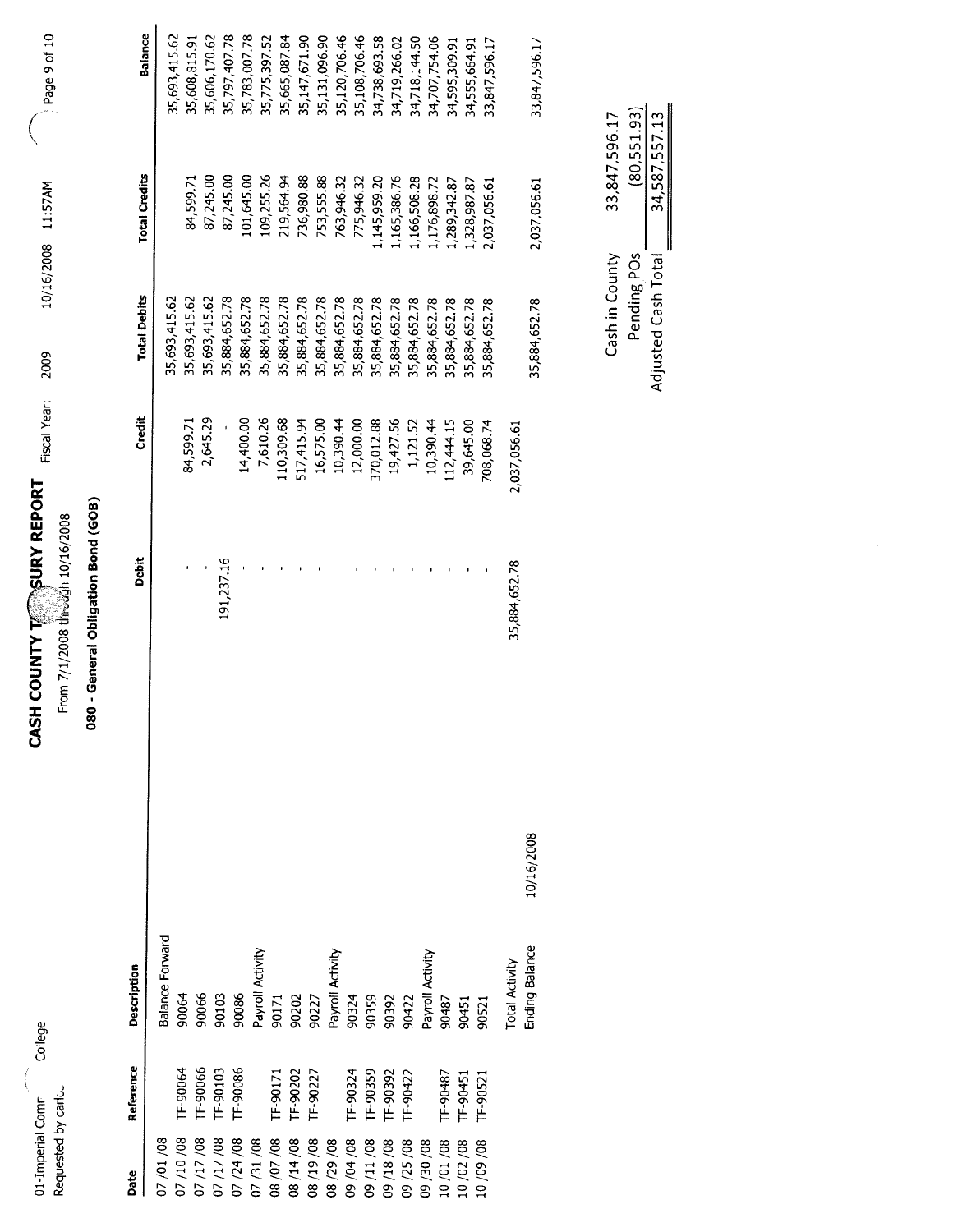01-Imperial Comr College
Requested by carlo

# CASH COUNTY TREASURY REPORT

Fiscal Year: 2009 10/16/2008 11:57AM

From 7/1/2008 through 10/16/2008

## 080 - General Obligation Bond (GOB)

| Date | Reference | Description | | Debit | Credit | Total Debits | Total Credits | Balance |
|---|---|---|---|---|---|---|---|---|
| 07/01/08 | | Balance Forward | | | | 35,693,415.62 | - | 35,693,415.62 |
| 07/10/08 | TF-90064 | 90064 | | - | 84,599.71 | 35,693,415.62 | 84,599.71 | 35,608,815.91 |
| 07/17/08 | TF-90066 | 90066 | | - | 2,645.29 | 35,693,415.62 | 87,245.00 | 35,606,170.62 |
| 07/17/08 | TF-90103 | 90103 | | 191,237.16 | - | 35,884,652.78 | 87,245.00 | 35,797,407.78 |
| 07/24/08 | TF-90086 | 90086 | | - | 14,400.00 | 35,884,652.78 | 101,645.00 | 35,783,007.78 |
| 07/31/08 | | Payroll Activity | | - | 7,610.26 | 35,884,652.78 | 109,255.26 | 35,775,397.52 |
| 08/07/08 | TF-90171 | 90171 | | - | 110,309.68 | 35,884,652.78 | 219,564.94 | 35,665,087.84 |
| 08/14/08 | TF-90202 | 90202 | | - | 517,415.94 | 35,884,652.78 | 736,980.88 | 35,147,671.90 |
| 08/19/08 | TF-90227 | 90227 | | - | 16,575.00 | 35,884,652.78 | 753,555.88 | 35,131,096.90 |
| 08/29/08 | | Payroll Activity | | - | 10,390.44 | 35,884,652.78 | 763,946.32 | 35,120,706.46 |
| 09/04/08 | TF-90324 | 90324 | | - | 12,000.00 | 35,884,652.78 | 775,946.32 | 35,108,706.46 |
| 09/11/08 | TF-90359 | 90359 | | - | 370,012.88 | 35,884,652.78 | 1,145,959.20 | 34,738,693.58 |
| 09/18/08 | TF-90392 | 90392 | | - | 19,427.56 | 35,884,652.78 | 1,165,386.76 | 34,719,266.02 |
| 09/25/08 | TF-90422 | 90422 | | - | 1,121.52 | 35,884,652.78 | 1,166,508.28 | 34,718,144.50 |
| 09/30/08 | | Payroll Activity | | - | 10,390.44 | 35,884,652.78 | 1,176,898.72 | 34,707,754.06 |
| 10/01/08 | TF-90487 | 90487 | | - | 112,444.15 | 35,884,652.78 | 1,289,342.87 | 34,595,309.91 |
| 10/02/08 | TF-90451 | 90451 | | - | 39,645.00 | 35,884,652.78 | 1,328,987.87 | 34,555,664.91 |
| 10/09/08 | TF-90521 | 90521 | | - | 708,068.74 | 35,884,652.78 | 2,037,056.61 | 33,847,596.17 |
| | | Total Activity | | 35,884,652.78 | 2,037,056.61 | | | |
| | | Ending Balance | 10/16/2008 | | | 35,884,652.78 | 2,037,056.61 | 33,847,596.17 |

| | |
|---|---|
| Cash in County | 33,847,596.17 |
| Pending POs | (80,551.93) |
| Adjusted Cash Total | 34,587,557.13 |